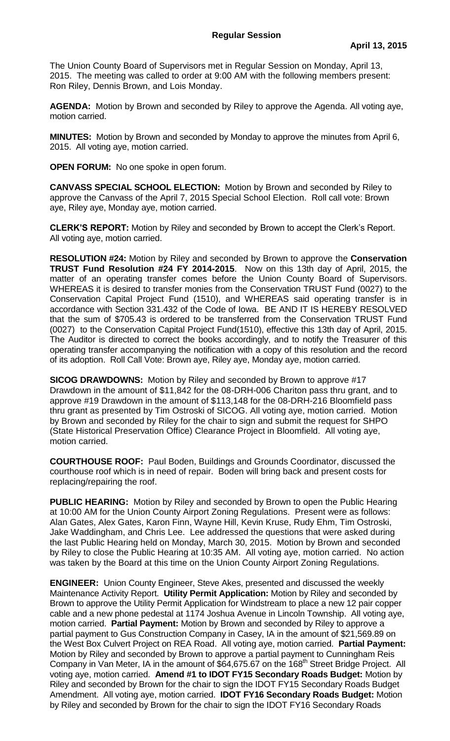## Regular Session

**April 13, 2015**

The Union County Board of Supervisors met in Regular Session on Monday, April 13, 2015. The meeting was called to order at 9:00 AM with the following members present: Ron Riley, Dennis Brown, and Lois Monday.

**AGENDA:** Motion by Brown and seconded by Riley to approve the Agenda. All voting aye, motion carried.

**MINUTES:** Motion by Brown and seconded by Monday to approve the minutes from April 6, 2015. All voting aye, motion carried.

**OPEN FORUM:** No one spoke in open forum.

**CANVASS SPECIAL SCHOOL ELECTION:** Motion by Brown and seconded by Riley to approve the Canvass of the April 7, 2015 Special School Election. Roll call vote: Brown aye, Riley aye, Monday aye, motion carried.

**CLERK'S REPORT:** Motion by Riley and seconded by Brown to accept the Clerk's Report. All voting aye, motion carried.

**RESOLUTION #24:** Motion by Riley and seconded by Brown to approve the **Conservation TRUST Fund Resolution #24 FY 2014-2015**. Now on this 13th day of April, 2015, the matter of an operating transfer comes before the Union County Board of Supervisors. WHEREAS it is desired to transfer monies from the Conservation TRUST Fund (0027) to the Conservation Capital Project Fund (1510), and WHEREAS said operating transfer is in accordance with Section 331.432 of the Code of Iowa. BE AND IT IS HEREBY RESOLVED that the sum of $705.43 is ordered to be transferred from the Conservation TRUST Fund (0027) to the Conservation Capital Project Fund(1510), effective this 13th day of April, 2015. The Auditor is directed to correct the books accordingly, and to notify the Treasurer of this operating transfer accompanying the notification with a copy of this resolution and the record of its adoption. Roll Call Vote: Brown aye, Riley aye, Monday aye, motion carried.

**SICOG DRAWDOWNS:** Motion by Riley and seconded by Brown to approve #17 Drawdown in the amount of $11,842 for the 08-DRH-006 Chariton pass thru grant, and to approve #19 Drawdown in the amount of $113,148 for the 08-DRH-216 Bloomfield pass thru grant as presented by Tim Ostroski of SICOG. All voting aye, motion carried. Motion by Brown and seconded by Riley for the chair to sign and submit the request for SHPO (State Historical Preservation Office) Clearance Project in Bloomfield. All voting aye, motion carried.

**COURTHOUSE ROOF:** Paul Boden, Buildings and Grounds Coordinator, discussed the courthouse roof which is in need of repair. Boden will bring back and present costs for replacing/repairing the roof.

**PUBLIC HEARING:** Motion by Riley and seconded by Brown to open the Public Hearing at 10:00 AM for the Union County Airport Zoning Regulations. Present were as follows: Alan Gates, Alex Gates, Karon Finn, Wayne Hill, Kevin Kruse, Rudy Ehm, Tim Ostroski, Jake Waddingham, and Chris Lee. Lee addressed the questions that were asked during the last Public Hearing held on Monday, March 30, 2015. Motion by Brown and seconded by Riley to close the Public Hearing at 10:35 AM. All voting aye, motion carried. No action was taken by the Board at this time on the Union County Airport Zoning Regulations.

**ENGINEER:** Union County Engineer, Steve Akes, presented and discussed the weekly Maintenance Activity Report. **Utility Permit Application:** Motion by Riley and seconded by Brown to approve the Utility Permit Application for Windstream to place a new 12 pair copper cable and a new phone pedestal at 1174 Joshua Avenue in Lincoln Township. All voting aye, motion carried. **Partial Payment:** Motion by Brown and seconded by Riley to approve a partial payment to Gus Construction Company in Casey, IA in the amount of $21,569.89 on the West Box Culvert Project on REA Road. All voting aye, motion carried. **Partial Payment:** Motion by Riley and seconded by Brown to approve a partial payment to Cunningham Reis Company in Van Meter, IA in the amount of $64,675.67 on the 168th Street Bridge Project. All voting aye, motion carried. **Amend #1 to IDOT FY15 Secondary Roads Budget:** Motion by Riley and seconded by Brown for the chair to sign the IDOT FY15 Secondary Roads Budget Amendment. All voting aye, motion carried. **IDOT FY16 Secondary Roads Budget:** Motion by Riley and seconded by Brown for the chair to sign the IDOT FY16 Secondary Roads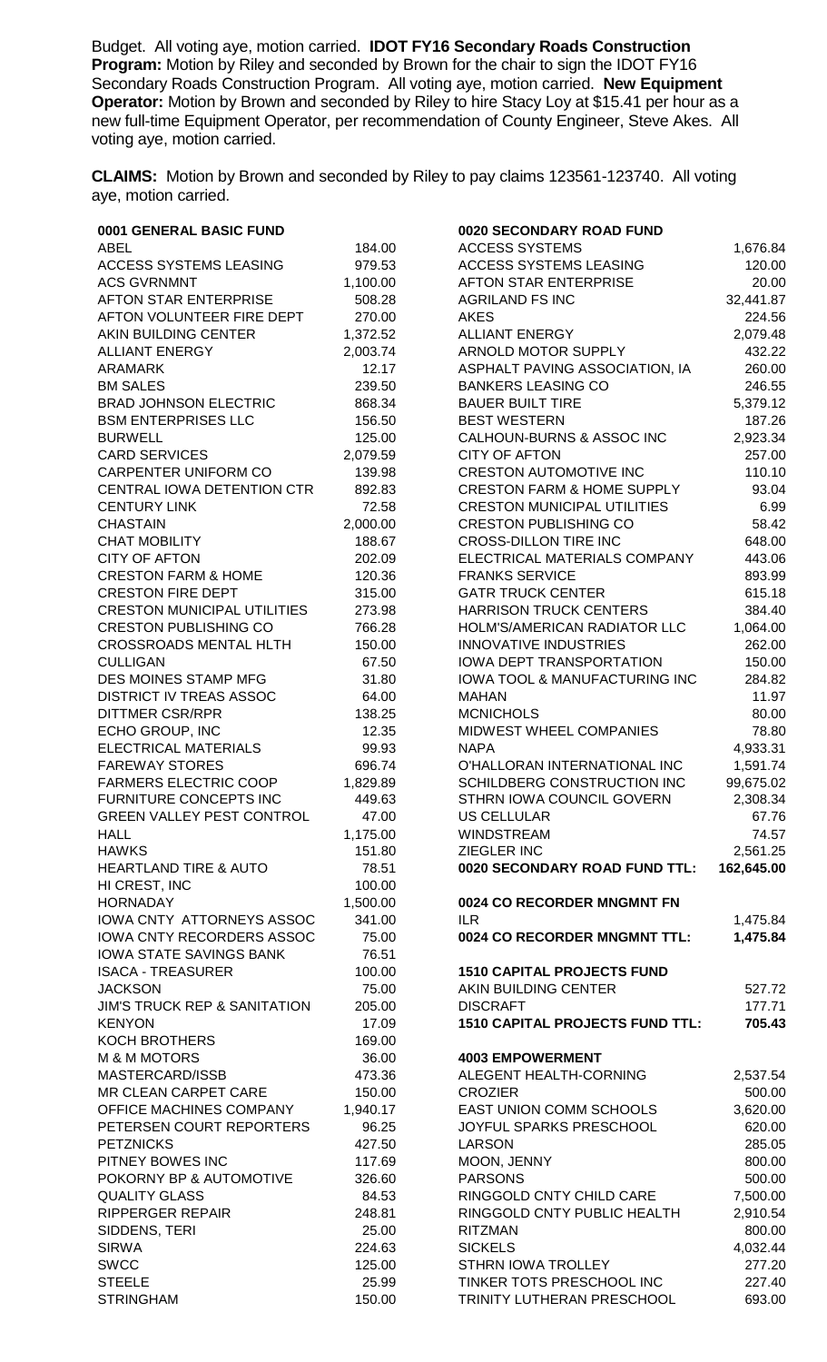Budget. All voting aye, motion carried. **IDOT FY16 Secondary Roads Construction Program:** Motion by Riley and seconded by Brown for the chair to sign the IDOT FY16 Secondary Roads Construction Program. All voting aye, motion carried. **New Equipment Operator:** Motion by Brown and seconded by Riley to hire Stacy Loy at $15.41 per hour as a new full-time Equipment Operator, per recommendation of County Engineer, Steve Akes. All voting aye, motion carried.

**CLAIMS:** Motion by Brown and seconded by Riley to pay claims 123561-123740. All voting aye, motion carried.

| **0001 GENERAL BASIC FUND** | |
|---|---|
| ABEL | 184.00 |
| ACCESS SYSTEMS LEASING | 979.53 |
| ACS GVRNMNT | 1,100.00 |
| AFTON STAR ENTERPRISE | 508.28 |
| AFTON VOLUNTEER FIRE DEPT | 270.00 |
| AKIN BUILDING CENTER | 1,372.52 |
| ALLIANT ENERGY | 2,003.74 |
| ARAMARK | 12.17 |
| BM SALES | 239.50 |
| BRAD JOHNSON ELECTRIC | 868.34 |
| BSM ENTERPRISES LLC | 156.50 |
| BURWELL | 125.00 |
| CARD SERVICES | 2,079.59 |
| CARPENTER UNIFORM CO | 139.98 |
| CENTRAL IOWA DETENTION CTR | 892.83 |
| CENTURY LINK | 72.58 |
| CHASTAIN | 2,000.00 |
| CHAT MOBILITY | 188.67 |
| CITY OF AFTON | 202.09 |
| CRESTON FARM & HOME | 120.36 |
| CRESTON FIRE DEPT | 315.00 |
| CRESTON MUNICIPAL UTILITIES | 273.98 |
| CRESTON PUBLISHING CO | 766.28 |
| CROSSROADS MENTAL HLTH | 150.00 |
| CULLIGAN | 67.50 |
| DES MOINES STAMP MFG | 31.80 |
| DISTRICT IV TREAS ASSOC | 64.00 |
| DITTMER CSR/RPR | 138.25 |
| ECHO GROUP, INC | 12.35 |
| ELECTRICAL MATERIALS | 99.93 |
| FAREWAY STORES | 696.74 |
| FARMERS ELECTRIC COOP | 1,829.89 |
| FURNITURE CONCEPTS INC | 449.63 |
| GREEN VALLEY PEST CONTROL | 47.00 |
| HALL | 1,175.00 |
| HAWKS | 151.80 |
| HEARTLAND TIRE & AUTO | 78.51 |
| HI CREST, INC | 100.00 |
| HORNADAY | 1,500.00 |
| IOWA CNTY ATTORNEYS ASSOC | 341.00 |
| IOWA CNTY RECORDERS ASSOC | 75.00 |
| IOWA STATE SAVINGS BANK | 76.51 |
| ISACA - TREASURER | 100.00 |
| JACKSON | 75.00 |
| JIM'S TRUCK REP & SANITATION | 205.00 |
| KENYON | 17.09 |
| KOCH BROTHERS | 169.00 |
| M & M MOTORS | 36.00 |
| MASTERCARD/ISSB | 473.36 |
| MR CLEAN CARPET CARE | 150.00 |
| OFFICE MACHINES COMPANY | 1,940.17 |
| PETERSEN COURT REPORTERS | 96.25 |
| PETZNICKS | 427.50 |
| PITNEY BOWES INC | 117.69 |
| POKORNY BP & AUTOMOTIVE | 326.60 |
| QUALITY GLASS | 84.53 |
| RIPPERGER REPAIR | 248.81 |
| SIDDENS, TERI | 25.00 |
| SIRWA | 224.63 |
| SWCC | 125.00 |
| STEELE | 25.99 |
| STRINGHAM | 150.00 |

| **0020 SECONDARY ROAD FUND** | |
|---|---|
| ACCESS SYSTEMS | 1,676.84 |
| ACCESS SYSTEMS LEASING | 120.00 |
| AFTON STAR ENTERPRISE | 20.00 |
| AGRILAND FS INC | 32,441.87 |
| AKES | 224.56 |
| ALLIANT ENERGY | 2,079.48 |
| ARNOLD MOTOR SUPPLY | 432.22 |
| ASPHALT PAVING ASSOCIATION, IA | 260.00 |
| BANKERS LEASING CO | 246.55 |
| BAUER BUILT TIRE | 5,379.12 |
| BEST WESTERN | 187.26 |
| CALHOUN-BURNS & ASSOC INC | 2,923.34 |
| CITY OF AFTON | 257.00 |
| CRESTON AUTOMOTIVE INC | 110.10 |
| CRESTON FARM & HOME SUPPLY | 93.04 |
| CRESTON MUNICIPAL UTILITIES | 6.99 |
| CRESTON PUBLISHING CO | 58.42 |
| CROSS-DILLON TIRE INC | 648.00 |
| ELECTRICAL MATERIALS COMPANY | 443.06 |
| FRANKS SERVICE | 893.99 |
| GATR TRUCK CENTER | 615.18 |
| HARRISON TRUCK CENTERS | 384.40 |
| HOLM'S/AMERICAN RADIATOR LLC | 1,064.00 |
| INNOVATIVE INDUSTRIES | 262.00 |
| IOWA DEPT TRANSPORTATION | 150.00 |
| IOWA TOOL & MANUFACTURING INC | 284.82 |
| MAHAN | 11.97 |
| MCNICHOLS | 80.00 |
| MIDWEST WHEEL COMPANIES | 78.80 |
| NAPA | 4,933.31 |
| O'HALLORAN INTERNATIONAL INC | 1,591.74 |
| SCHILDBERG CONSTRUCTION INC | 99,675.02 |
| STHRN IOWA COUNCIL GOVERN | 2,308.34 |
| US CELLULAR | 67.76 |
| WINDSTREAM | 74.57 |
| ZIEGLER INC | 2,561.25 |
| **0020 SECONDARY ROAD FUND TTL:** | **162,645.00** |

| **0024 CO RECORDER MNGMNT FN** | |
|---|---|
| ILR | 1,475.84 |
| **0024 CO RECORDER MNGMNT TTL:** | **1,475.84** |

| **1510 CAPITAL PROJECTS FUND** | |
|---|---|
| AKIN BUILDING CENTER | 527.72 |
| DISCRAFT | 177.71 |
| **1510 CAPITAL PROJECTS FUND TTL:** | **705.43** |

| **4003 EMPOWERMENT** | |
|---|---|
| ALEGENT HEALTH-CORNING | 2,537.54 |
| CROZIER | 500.00 |
| EAST UNION COMM SCHOOLS | 3,620.00 |
| JOYFUL SPARKS PRESCHOOL | 620.00 |
| LARSON | 285.05 |
| MOON, JENNY | 800.00 |
| PARSONS | 500.00 |
| RINGGOLD CNTY CHILD CARE | 7,500.00 |
| RINGGOLD CNTY PUBLIC HEALTH | 2,910.54 |
| RITZMAN | 800.00 |
| SICKELS | 4,032.44 |
| STHRN IOWA TROLLEY | 277.20 |
| TINKER TOTS PRESCHOOL INC | 227.40 |
| TRINITY LUTHERAN PRESCHOOL | 693.00 |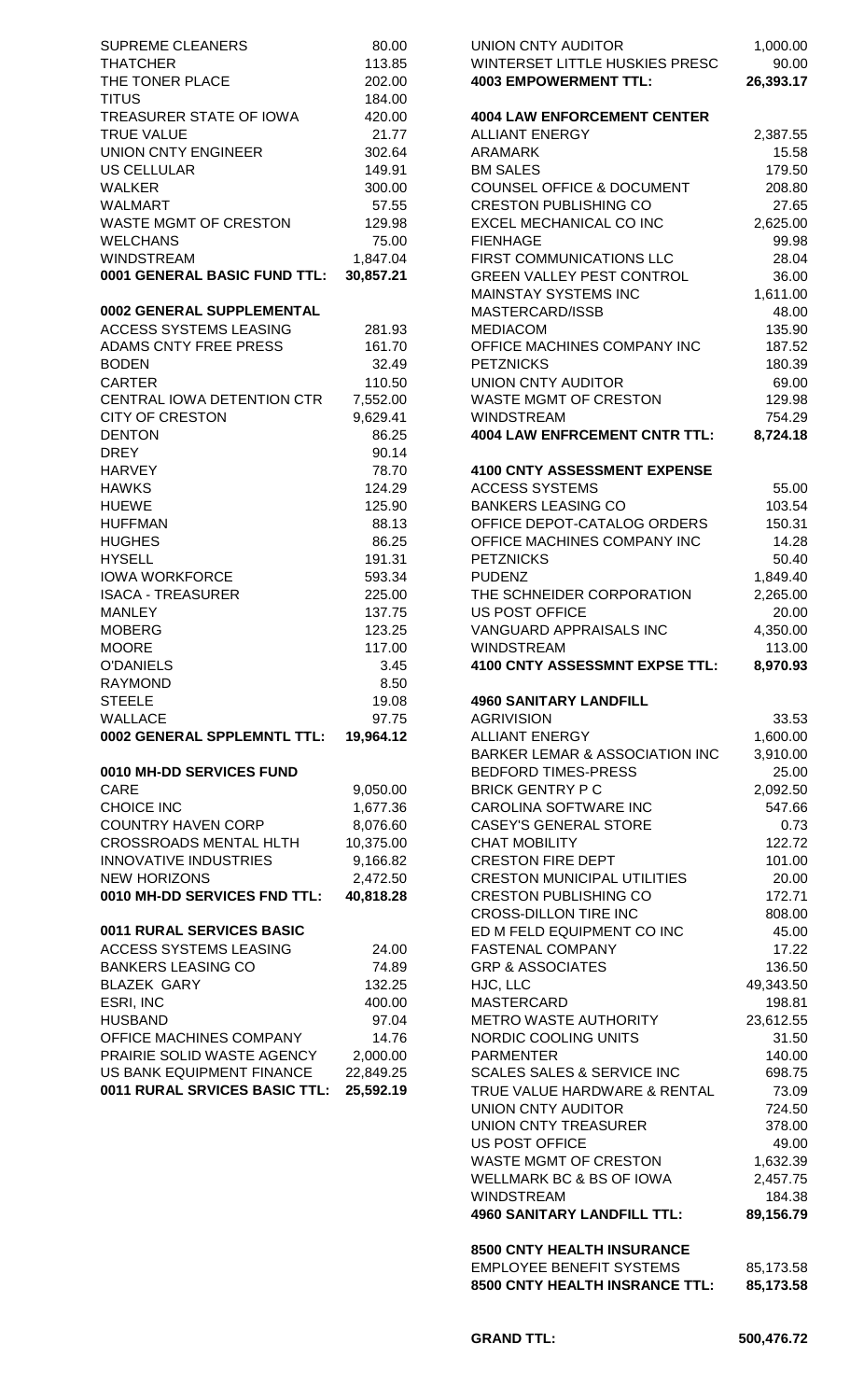| | |
|---|---|
| SUPREME CLEANERS | 80.00 |
| THATCHER | 113.85 |
| THE TONER PLACE | 202.00 |
| TITUS | 184.00 |
| TREASURER STATE OF IOWA | 420.00 |
| TRUE VALUE | 21.77 |
| UNION CNTY ENGINEER | 302.64 |
| US CELLULAR | 149.91 |
| WALKER | 300.00 |
| WALMART | 57.55 |
| WASTE MGMT OF CRESTON | 129.98 |
| WELCHANS | 75.00 |
| WINDSTREAM | 1,847.04 |
| **0001 GENERAL BASIC FUND TTL:** | **30,857.21** |

**0002 GENERAL SUPPLEMENTAL**

| | |
|---|---|
| ACCESS SYSTEMS LEASING | 281.93 |
| ADAMS CNTY FREE PRESS | 161.70 |
| BODEN | 32.49 |
| CARTER | 110.50 |
| CENTRAL IOWA DETENTION CTR | 7,552.00 |
| CITY OF CRESTON | 9,629.41 |
| DENTON | 86.25 |
| DREY | 90.14 |
| HARVEY | 78.70 |
| HAWKS | 124.29 |
| HUEWE | 125.90 |
| HUFFMAN | 88.13 |
| HUGHES | 86.25 |
| HYSELL | 191.31 |
| IOWA WORKFORCE | 593.34 |
| ISACA - TREASURER | 225.00 |
| MANLEY | 137.75 |
| MOBERG | 123.25 |
| MOORE | 117.00 |
| O'DANIELS | 3.45 |
| RAYMOND | 8.50 |
| STEELE | 19.08 |
| WALLACE | 97.75 |
| **0002 GENERAL SPPLEMNTL TTL:** | **19,964.12** |

**0010 MH-DD SERVICES FUND**

| | |
|---|---|
| CARE | 9,050.00 |
| CHOICE INC | 1,677.36 |
| COUNTRY HAVEN CORP | 8,076.60 |
| CROSSROADS MENTAL HLTH | 10,375.00 |
| INNOVATIVE INDUSTRIES | 9,166.82 |
| NEW HORIZONS | 2,472.50 |
| **0010 MH-DD SERVICES FND TTL:** | **40,818.28** |

**0011 RURAL SERVICES BASIC**

| | |
|---|---|
| ACCESS SYSTEMS LEASING | 24.00 |
| BANKERS LEASING CO | 74.89 |
| BLAZEK GARY | 132.25 |
| ESRI, INC | 400.00 |
| HUSBAND | 97.04 |
| OFFICE MACHINES COMPANY | 14.76 |
| PRAIRIE SOLID WASTE AGENCY | 2,000.00 |
| US BANK EQUIPMENT FINANCE | 22,849.25 |
| **0011 RURAL SRVICES BASIC TTL:** | **25,592.19** |

| | |
|---|---|
| UNION CNTY AUDITOR | 1,000.00 |
| WINTERSET LITTLE HUSKIES PRESC | 90.00 |
| **4003 EMPOWERMENT TTL:** | **26,393.17** |

**4004 LAW ENFORCEMENT CENTER**

| | |
|---|---|
| ALLIANT ENERGY | 2,387.55 |
| ARAMARK | 15.58 |
| BM SALES | 179.50 |
| COUNSEL OFFICE & DOCUMENT | 208.80 |
| CRESTON PUBLISHING CO | 27.65 |
| EXCEL MECHANICAL CO INC | 2,625.00 |
| FIENHAGE | 99.98 |
| FIRST COMMUNICATIONS LLC | 28.04 |
| GREEN VALLEY PEST CONTROL | 36.00 |
| MAINSTAY SYSTEMS INC | 1,611.00 |
| MASTERCARD/ISSB | 48.00 |
| MEDIACOM | 135.90 |
| OFFICE MACHINES COMPANY INC | 187.52 |
| PETZNICKS | 180.39 |
| UNION CNTY AUDITOR | 69.00 |
| WASTE MGMT OF CRESTON | 129.98 |
| WINDSTREAM | 754.29 |
| **4004 LAW ENFRCEMENT CNTR TTL:** | **8,724.18** |

**4100 CNTY ASSESSMENT EXPENSE**

| | |
|---|---|
| ACCESS SYSTEMS | 55.00 |
| BANKERS LEASING CO | 103.54 |
| OFFICE DEPOT-CATALOG ORDERS | 150.31 |
| OFFICE MACHINES COMPANY INC | 14.28 |
| PETZNICKS | 50.40 |
| PUDENZ | 1,849.40 |
| THE SCHNEIDER CORPORATION | 2,265.00 |
| US POST OFFICE | 20.00 |
| VANGUARD APPRAISALS INC | 4,350.00 |
| WINDSTREAM | 113.00 |
| **4100 CNTY ASSESSMNT EXPSE TTL:** | **8,970.93** |

**4960 SANITARY LANDFILL**

| | |
|---|---|
| AGRIVISION | 33.53 |
| ALLIANT ENERGY | 1,600.00 |
| BARKER LEMAR & ASSOCIATION INC | 3,910.00 |
| BEDFORD TIMES-PRESS | 25.00 |
| BRICK GENTRY P C | 2,092.50 |
| CAROLINA SOFTWARE INC | 547.66 |
| CASEY'S GENERAL STORE | 0.73 |
| CHAT MOBILITY | 122.72 |
| CRESTON FIRE DEPT | 101.00 |
| CRESTON MUNICIPAL UTILITIES | 20.00 |
| CRESTON PUBLISHING CO | 172.71 |
| CROSS-DILLON TIRE INC | 808.00 |
| ED M FELD EQUIPMENT CO INC | 45.00 |
| FASTENAL COMPANY | 17.22 |
| GRP & ASSOCIATES | 136.50 |
| HJC, LLC | 49,343.50 |
| MASTERCARD | 198.81 |
| METRO WASTE AUTHORITY | 23,612.55 |
| NORDIC COOLING UNITS | 31.50 |
| PARMENTER | 140.00 |
| SCALES SALES & SERVICE INC | 698.75 |
| TRUE VALUE HARDWARE & RENTAL | 73.09 |
| UNION CNTY AUDITOR | 724.50 |
| UNION CNTY TREASURER | 378.00 |
| US POST OFFICE | 49.00 |
| WASTE MGMT OF CRESTON | 1,632.39 |
| WELLMARK BC & BS OF IOWA | 2,457.75 |
| WINDSTREAM | 184.38 |
| **4960 SANITARY LANDFILL TTL:** | **89,156.79** |

**8500 CNTY HEALTH INSURANCE**

| | |
|---|---|
| EMPLOYEE BENEFIT SYSTEMS | 85,173.58 |
| **8500 CNTY HEALTH INSRANCE TTL:** | **85,173.58** |

**GRAND TTL:** **500,476.72**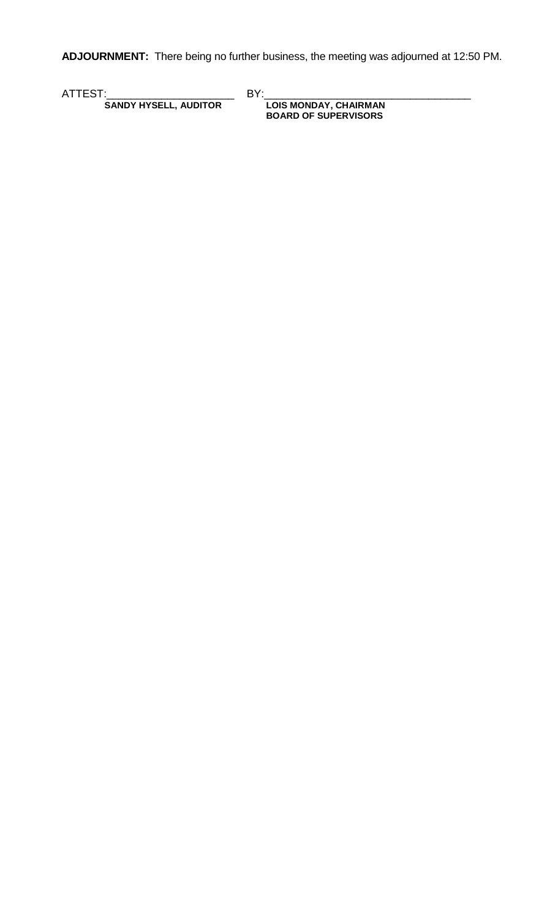**ADJOURNMENT:** There being no further business, the meeting was adjourned at 12:50 PM.

ATTEST:______________________ BY:___________________________________

**SANDY HYSELL, AUDITOR**

**LOIS MONDAY, CHAIRMAN**
**BOARD OF SUPERVISORS**